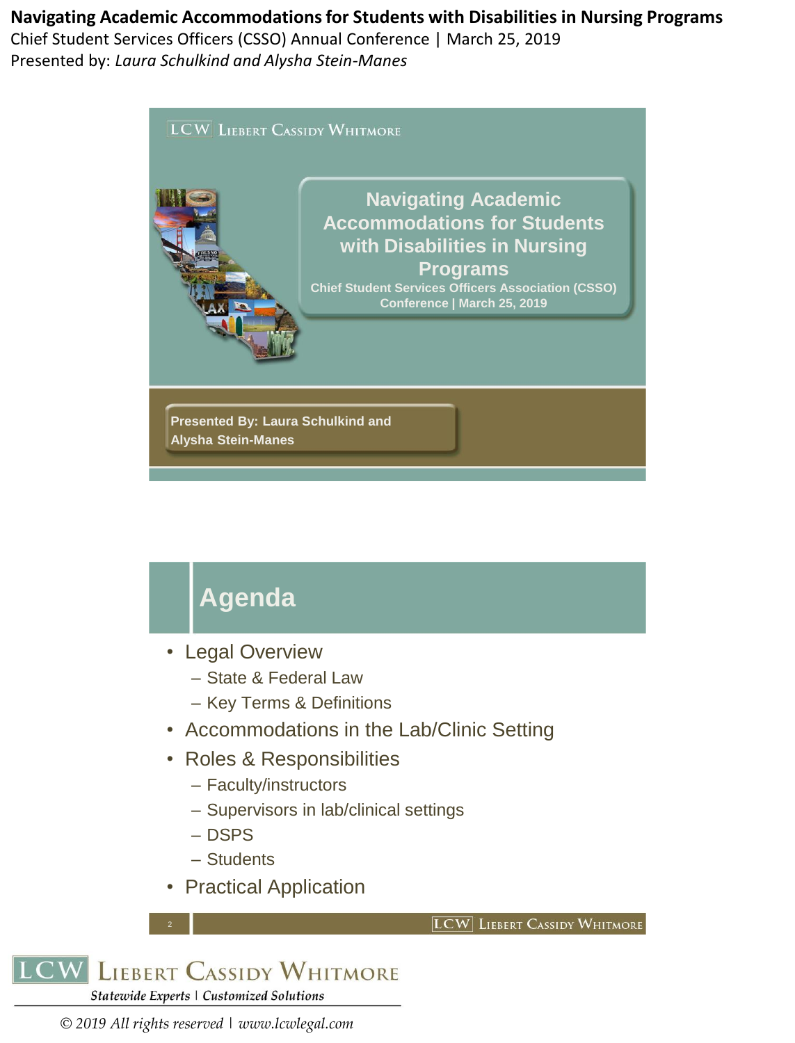# Navigating Academic Accommodations for Students with Disabilities in Nursing Programs

Chief Student Services Officers (CSSO) Annual Conference | March 25, 2019

Presented by: *Laura Schulkind and Alysha Stein-Manes*

## Navigating Academic Accommodations for Students with Disabilities in Nursing Programs

Chief Student Services Officers Association (CSSO) Conference | March 25, 2019

**Presented By: Laura Schulkind and Alysha Stein-Manes**

## Agenda

- Legal Overview
  - State & Federal Law
  - Key Terms & Definitions
- Accommodations in the Lab/Clinic Setting
- Roles & Responsibilities
  - Faculty/instructors
  - Supervisors in lab/clinical settings
  - DSPS
  - Students
- Practical Application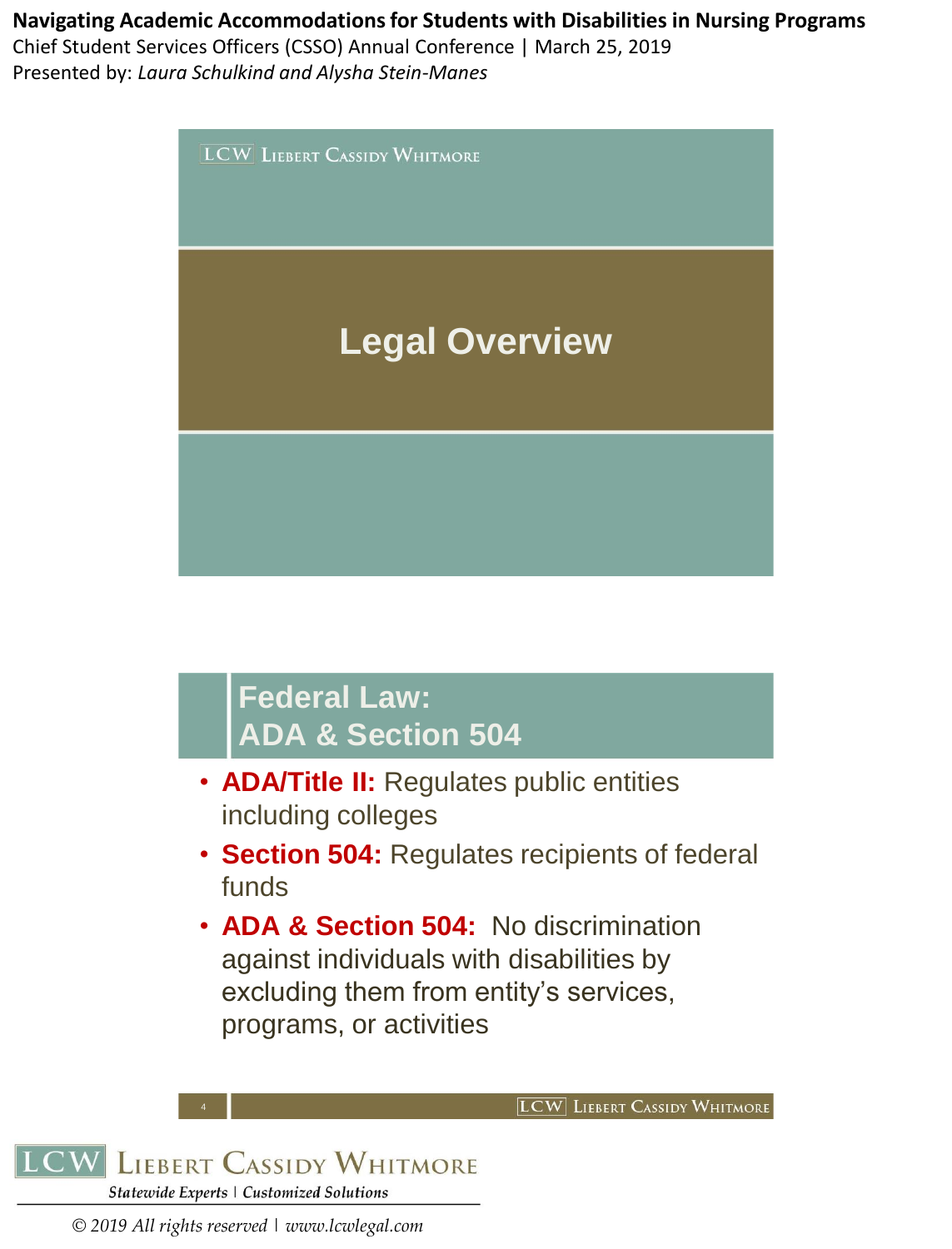# Legal Overview

## Federal Law: ADA & Section 504

- **ADA/Title II:** Regulates public entities including colleges
- **Section 504:** Regulates recipients of federal funds
- **ADA & Section 504:** No discrimination against individuals with disabilities by excluding them from entity's services, programs, or activities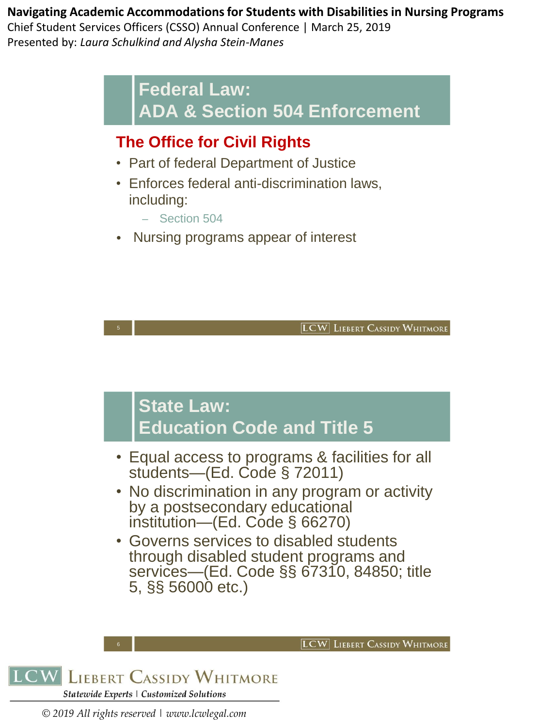## Federal Law: ADA & Section 504 Enforcement

### The Office for Civil Rights

- Part of federal Department of Justice
- Enforces federal anti-discrimination laws, including:
  - Section 504
- Nursing programs appear of interest

## State Law: Education Code and Title 5

- Equal access to programs & facilities for all students—(Ed. Code § 72011)
- No discrimination in any program or activity by a postsecondary educational institution—(Ed. Code § 66270)
- Governs services to disabled students through disabled student programs and services—(Ed. Code §§ 67310, 84850; title 5, §§ 56000 etc.)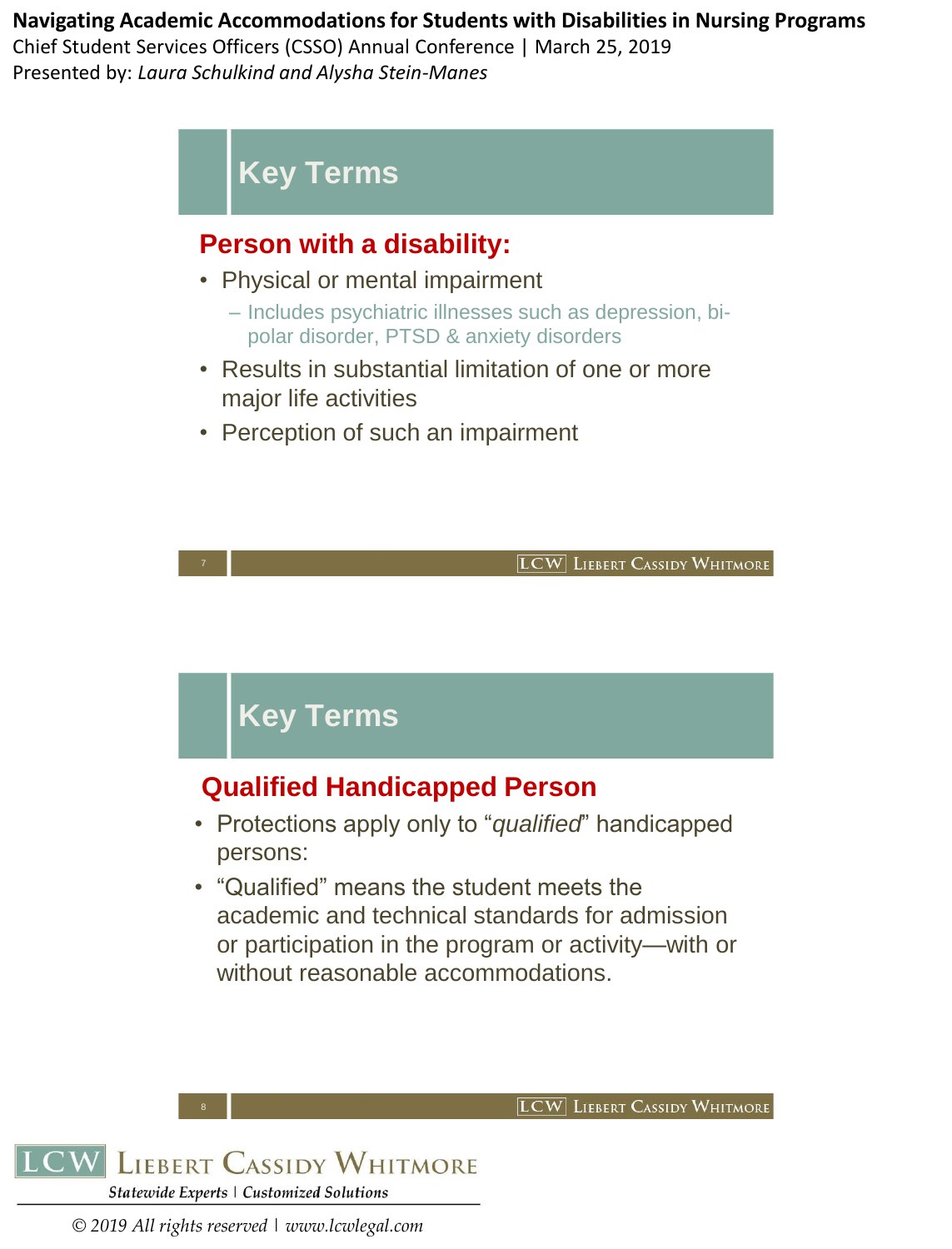## Key Terms

### Person with a disability:

- Physical or mental impairment
  - Includes psychiatric illnesses such as depression, bi-polar disorder, PTSD & anxiety disorders
- Results in substantial limitation of one or more major life activities
- Perception of such an impairment

## Key Terms

### Qualified Handicapped Person

- Protections apply only to “*qualified*” handicapped persons:
- “Qualified” means the student meets the academic and technical standards for admission or participation in the program or activity—with or without reasonable accommodations.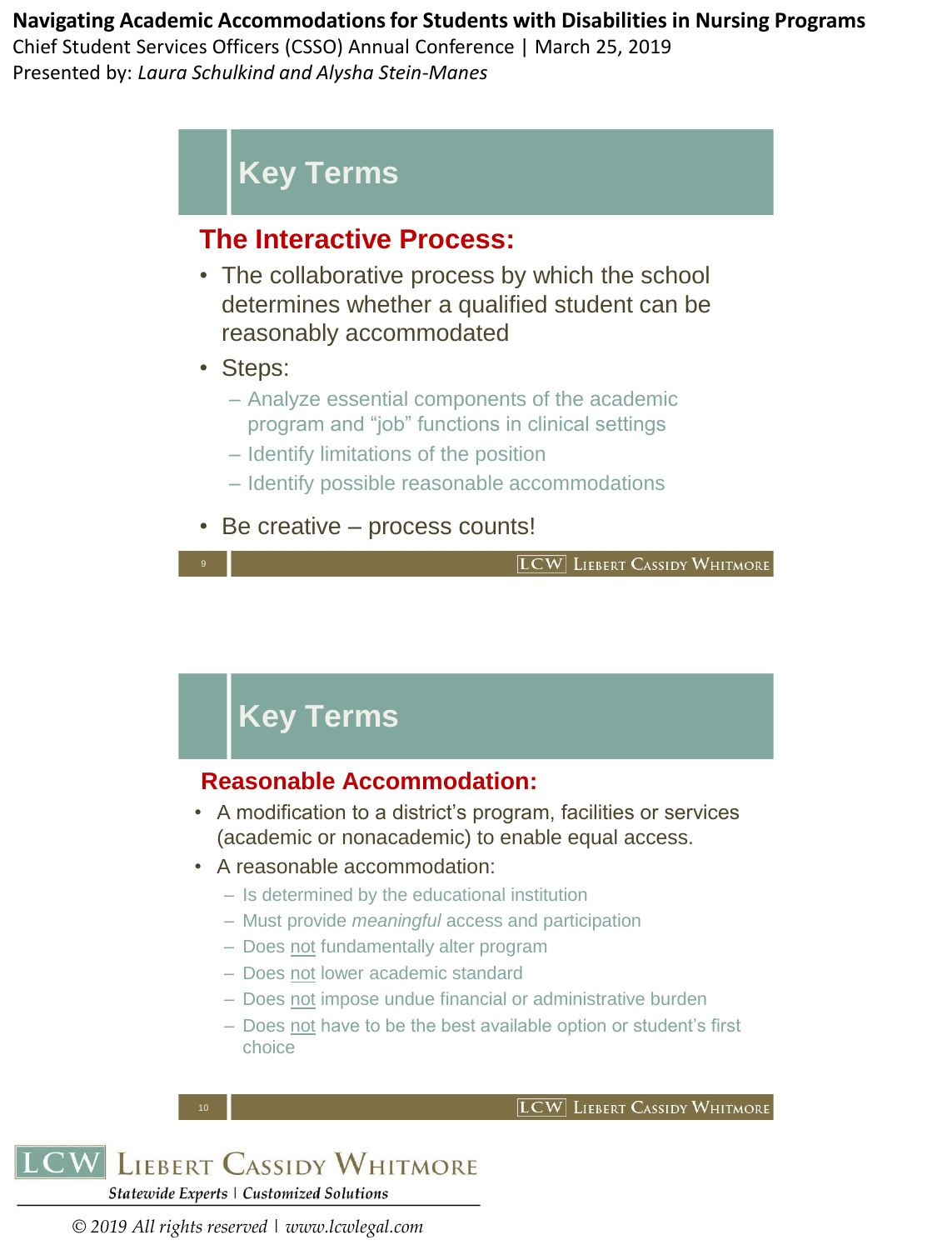## Key Terms

### The Interactive Process:

- The collaborative process by which the school determines whether a qualified student can be reasonably accommodated
- Steps:
  - Analyze essential components of the academic program and "job" functions in clinical settings
  - Identify limitations of the position
  - Identify possible reasonable accommodations
- Be creative – process counts!

## Key Terms

### Reasonable Accommodation:

- A modification to a district's program, facilities or services (academic or nonacademic) to enable equal access.
- A reasonable accommodation:
  - Is determined by the educational institution
  - Must provide *meaningful* access and participation
  - Does not fundamentally alter program
  - Does not lower academic standard
  - Does not impose undue financial or administrative burden
  - Does not have to be the best available option or student's first choice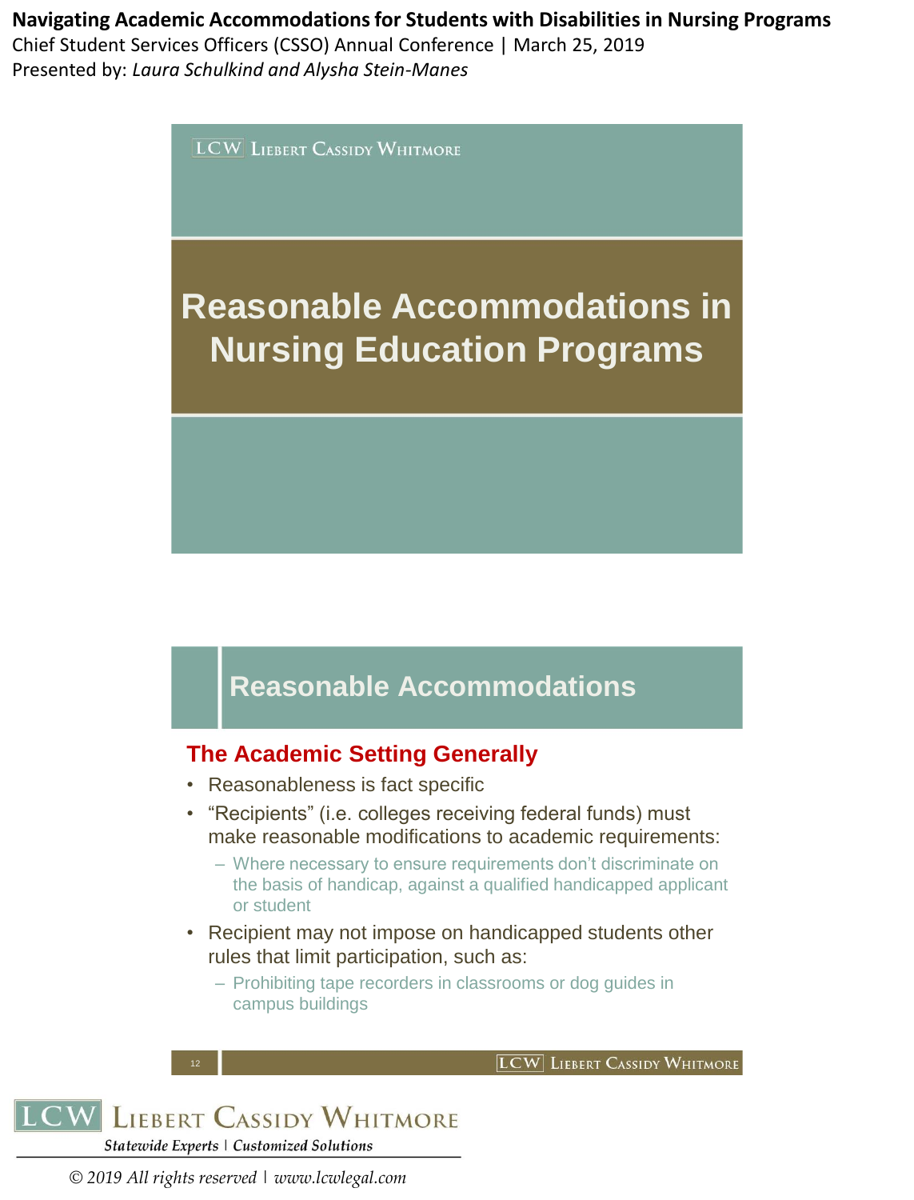# Reasonable Accommodations in Nursing Education Programs

## Reasonable Accommodations

### The Academic Setting Generally

- Reasonableness is fact specific
- "Recipients" (i.e. colleges receiving federal funds) must make reasonable modifications to academic requirements:
  - Where necessary to ensure requirements don't discriminate on the basis of handicap, against a qualified handicapped applicant or student
- Recipient may not impose on handicapped students other rules that limit participation, such as:
  - Prohibiting tape recorders in classrooms or dog guides in campus buildings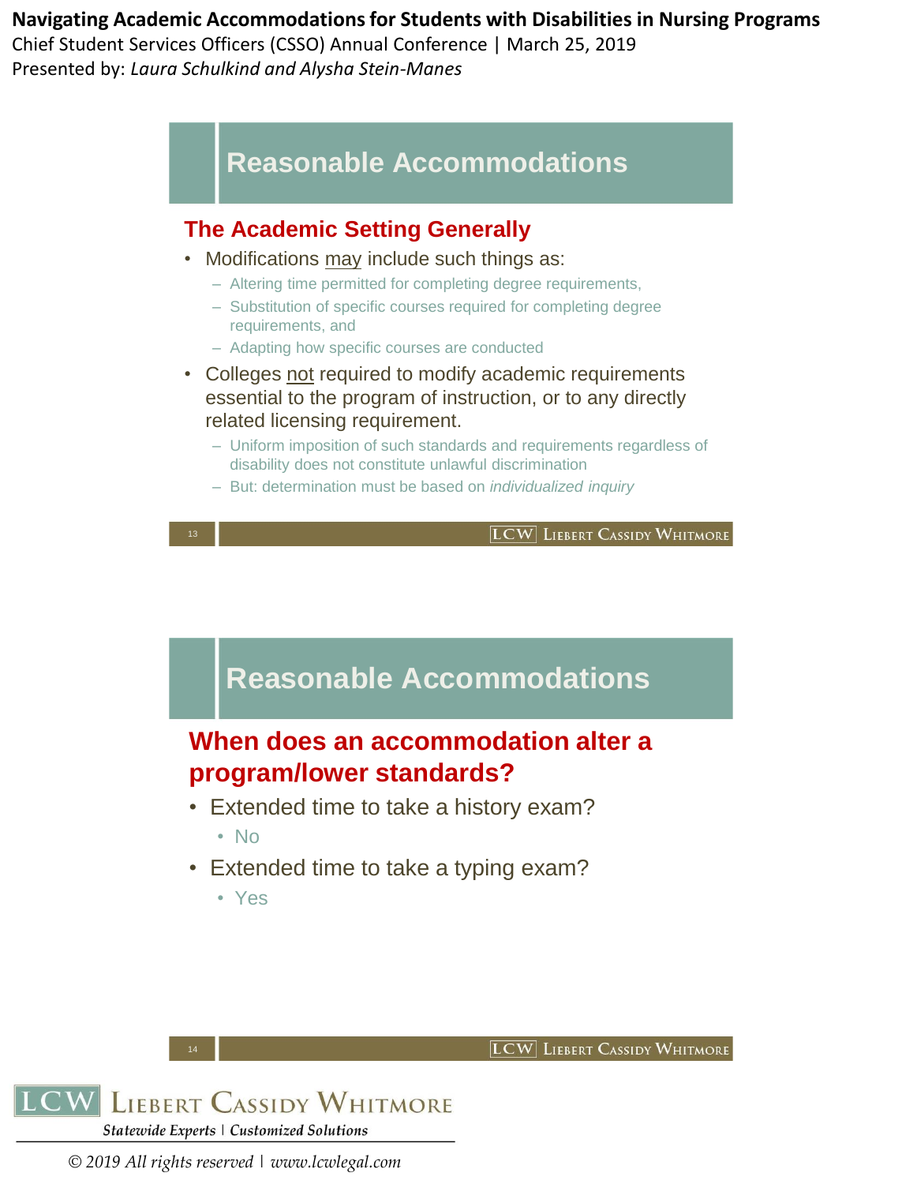## Reasonable Accommodations

### The Academic Setting Generally

- Modifications may include such things as:
  - Altering time permitted for completing degree requirements,
  - Substitution of specific courses required for completing degree requirements, and
  - Adapting how specific courses are conducted
- Colleges not required to modify academic requirements essential to the program of instruction, or to any directly related licensing requirement.
  - Uniform imposition of such standards and requirements regardless of disability does not constitute unlawful discrimination
  - But: determination must be based on *individualized inquiry*

## Reasonable Accommodations

### When does an accommodation alter a program/lower standards?

- Extended time to take a history exam?
  - No
- Extended time to take a typing exam?
  - Yes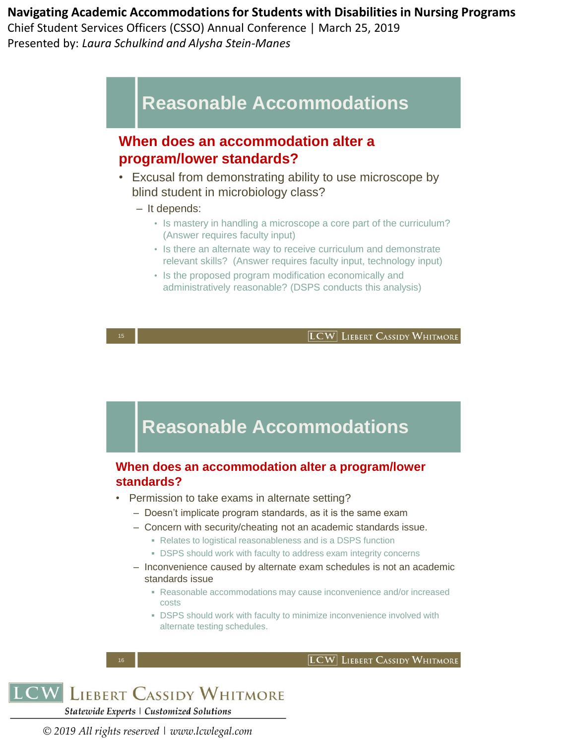## Reasonable Accommodations

### When does an accommodation alter a program/lower standards?

- Excusal from demonstrating ability to use microscope by blind student in microbiology class?
  - It depends:
    - Is mastery in handling a microscope a core part of the curriculum? (Answer requires faculty input)
    - Is there an alternate way to receive curriculum and demonstrate relevant skills? (Answer requires faculty input, technology input)
    - Is the proposed program modification economically and administratively reasonable? (DSPS conducts this analysis)

## Reasonable Accommodations

### When does an accommodation alter a program/lower standards?

- Permission to take exams in alternate setting?
  - Doesn't implicate program standards, as it is the same exam
  - Concern with security/cheating not an academic standards issue.
    - Relates to logistical reasonableness and is a DSPS function
    - DSPS should work with faculty to address exam integrity concerns
  - Inconvenience caused by alternate exam schedules is not an academic standards issue
    - Reasonable accommodations may cause inconvenience and/or increased costs
    - DSPS should work with faculty to minimize inconvenience involved with alternate testing schedules.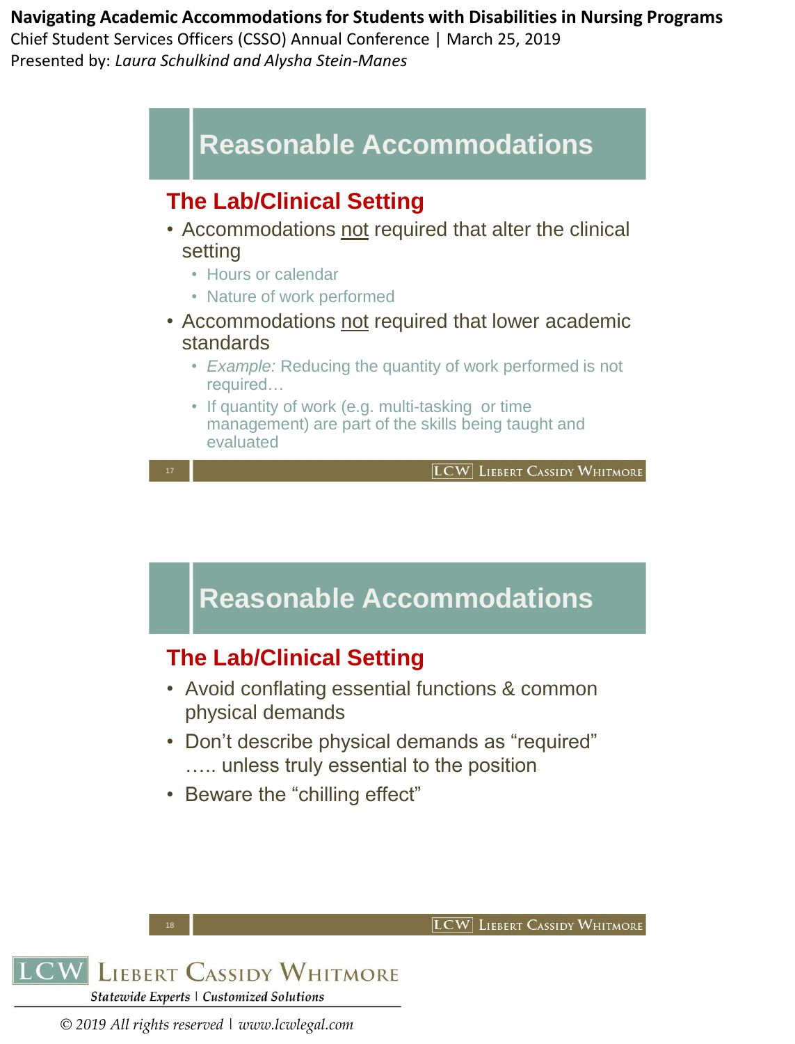## Reasonable Accommodations

### The Lab/Clinical Setting

- Accommodations not required that alter the clinical setting
  - Hours or calendar
  - Nature of work performed
- Accommodations not required that lower academic standards
  - *Example:* Reducing the quantity of work performed is not required…
  - If quantity of work (e.g. multi-tasking or time management) are part of the skills being taught and evaluated

## Reasonable Accommodations

### The Lab/Clinical Setting

- Avoid conflating essential functions & common physical demands
- Don't describe physical demands as "required" ….. unless truly essential to the position
- Beware the "chilling effect"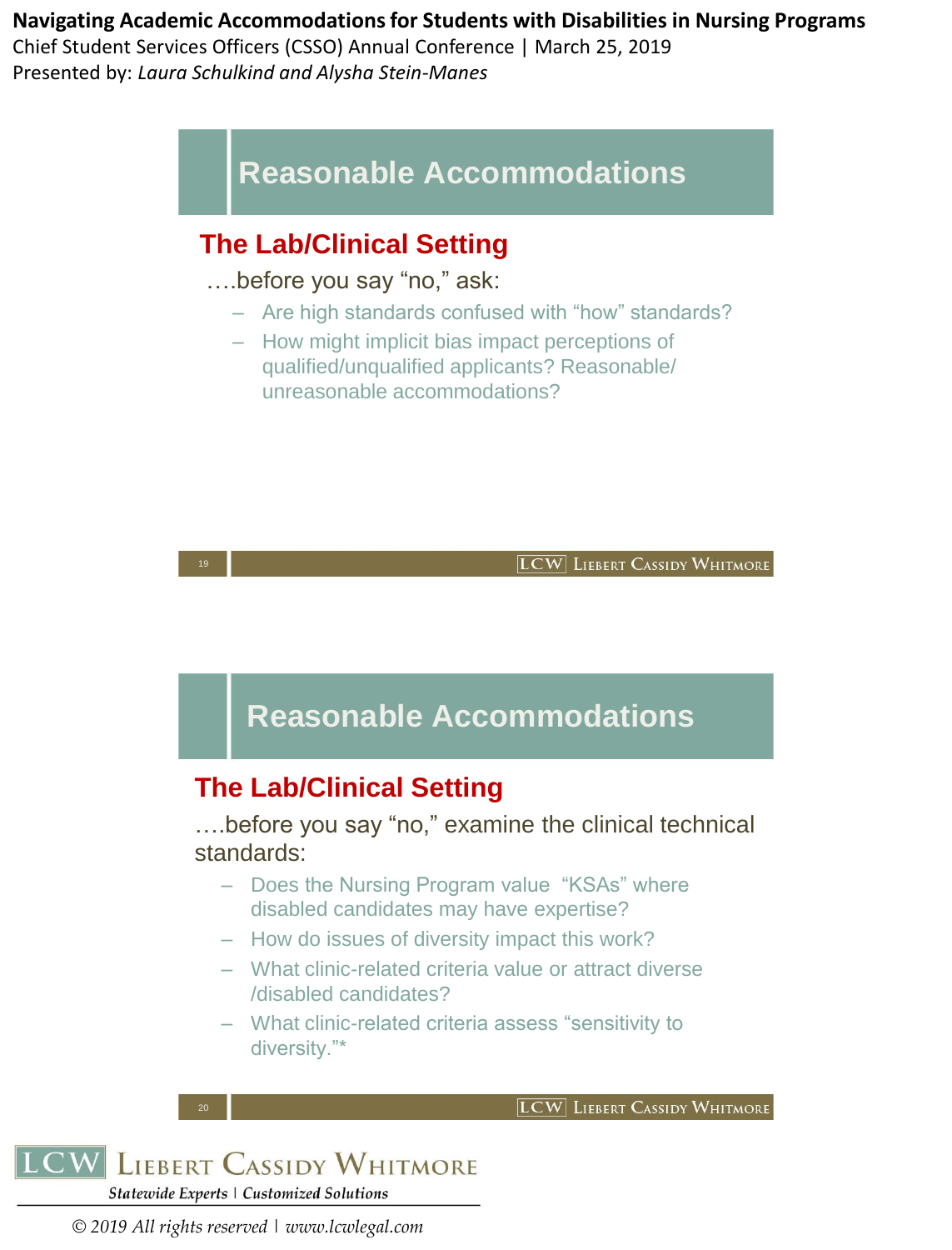## Reasonable Accommodations

### The Lab/Clinical Setting

….before you say "no," ask:

- Are high standards confused with "how" standards?
- How might implicit bias impact perceptions of qualified/unqualified applicants? Reasonable/ unreasonable accommodations?

## Reasonable Accommodations

### The Lab/Clinical Setting

….before you say "no," examine the clinical technical standards:

- Does the Nursing Program value "KSAs" where disabled candidates may have expertise?
- How do issues of diversity impact this work?
- What clinic-related criteria value or attract diverse /disabled candidates?
- What clinic-related criteria assess "sensitivity to diversity."*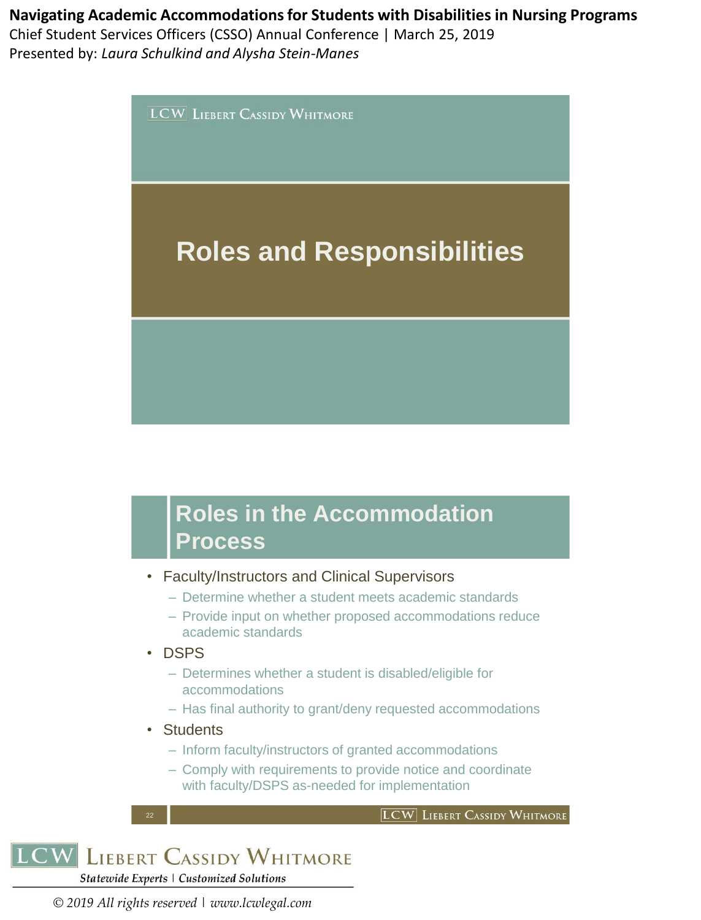## Roles and Responsibilities

## Roles in the Accommodation Process

- Faculty/Instructors and Clinical Supervisors
  - Determine whether a student meets academic standards
  - Provide input on whether proposed accommodations reduce academic standards
- DSPS
  - Determines whether a student is disabled/eligible for accommodations
  - Has final authority to grant/deny requested accommodations
- Students
  - Inform faculty/instructors of granted accommodations
  - Comply with requirements to provide notice and coordinate with faculty/DSPS as-needed for implementation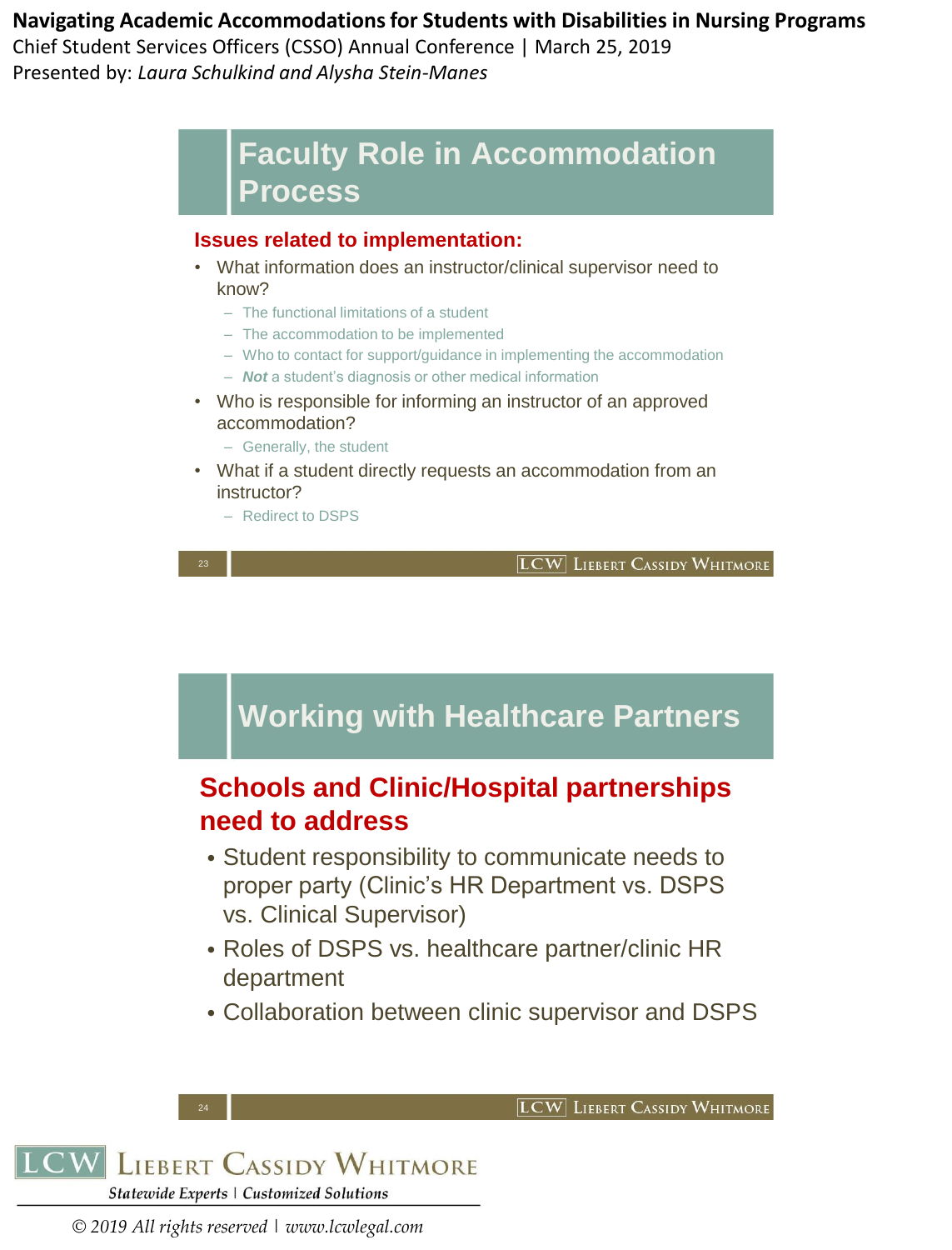## Faculty Role in Accommodation Process

**Issues related to implementation:**

- What information does an instructor/clinical supervisor need to know?
  - The functional limitations of a student
  - The accommodation to be implemented
  - Who to contact for support/guidance in implementing the accommodation
  - ***Not*** a student's diagnosis or other medical information
- Who is responsible for informing an instructor of an approved accommodation?
  - Generally, the student
- What if a student directly requests an accommodation from an instructor?
  - Redirect to DSPS

## Working with Healthcare Partners

**Schools and Clinic/Hospital partnerships need to address**

- Student responsibility to communicate needs to proper party (Clinic's HR Department vs. DSPS vs. Clinical Supervisor)
- Roles of DSPS vs. healthcare partner/clinic HR department
- Collaboration between clinic supervisor and DSPS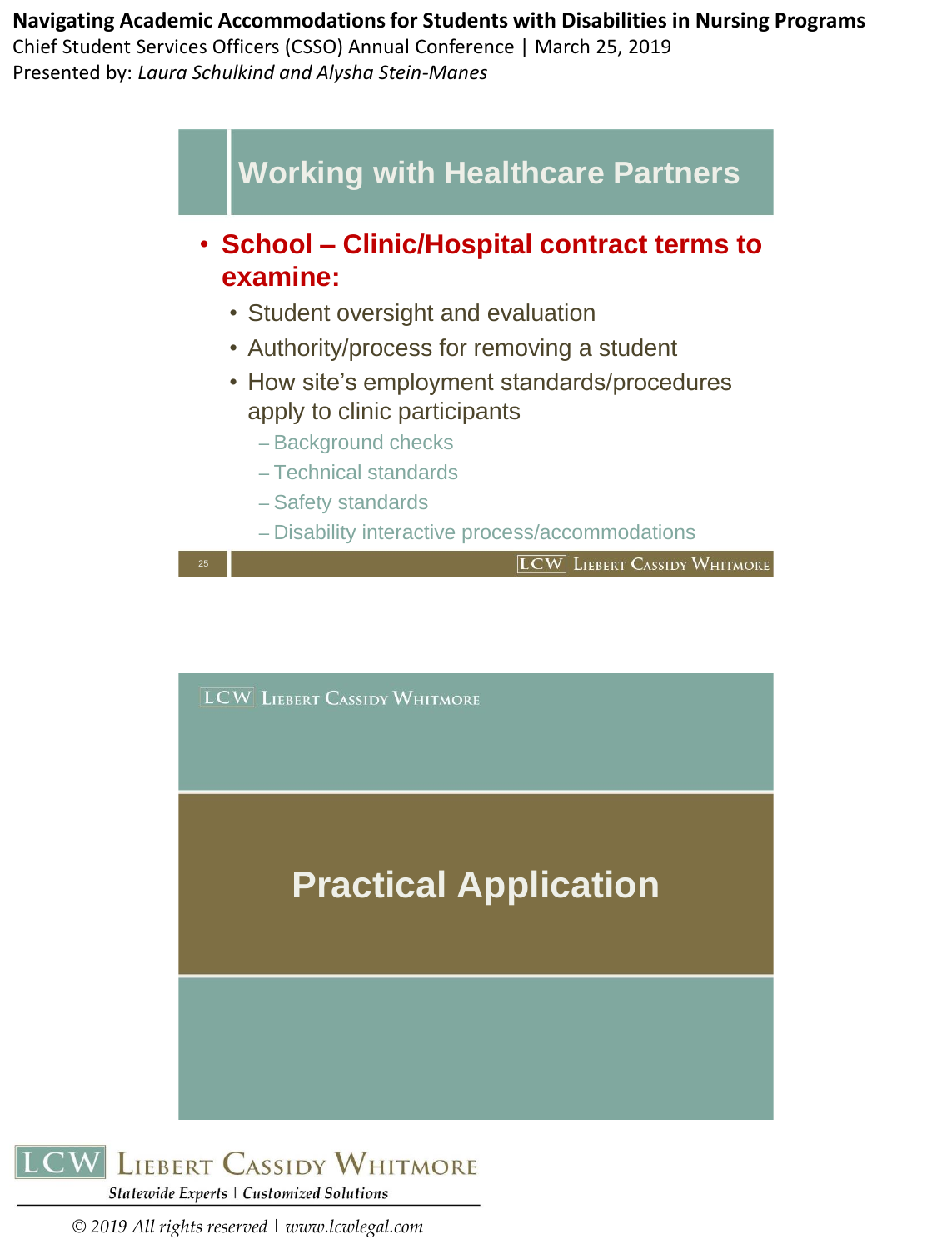## Working with Healthcare Partners

- **School – Clinic/Hospital contract terms to examine:**
  - Student oversight and evaluation
  - Authority/process for removing a student
  - How site's employment standards/procedures apply to clinic participants
    - Background checks
    - Technical standards
    - Safety standards
    - Disability interactive process/accommodations

## Practical Application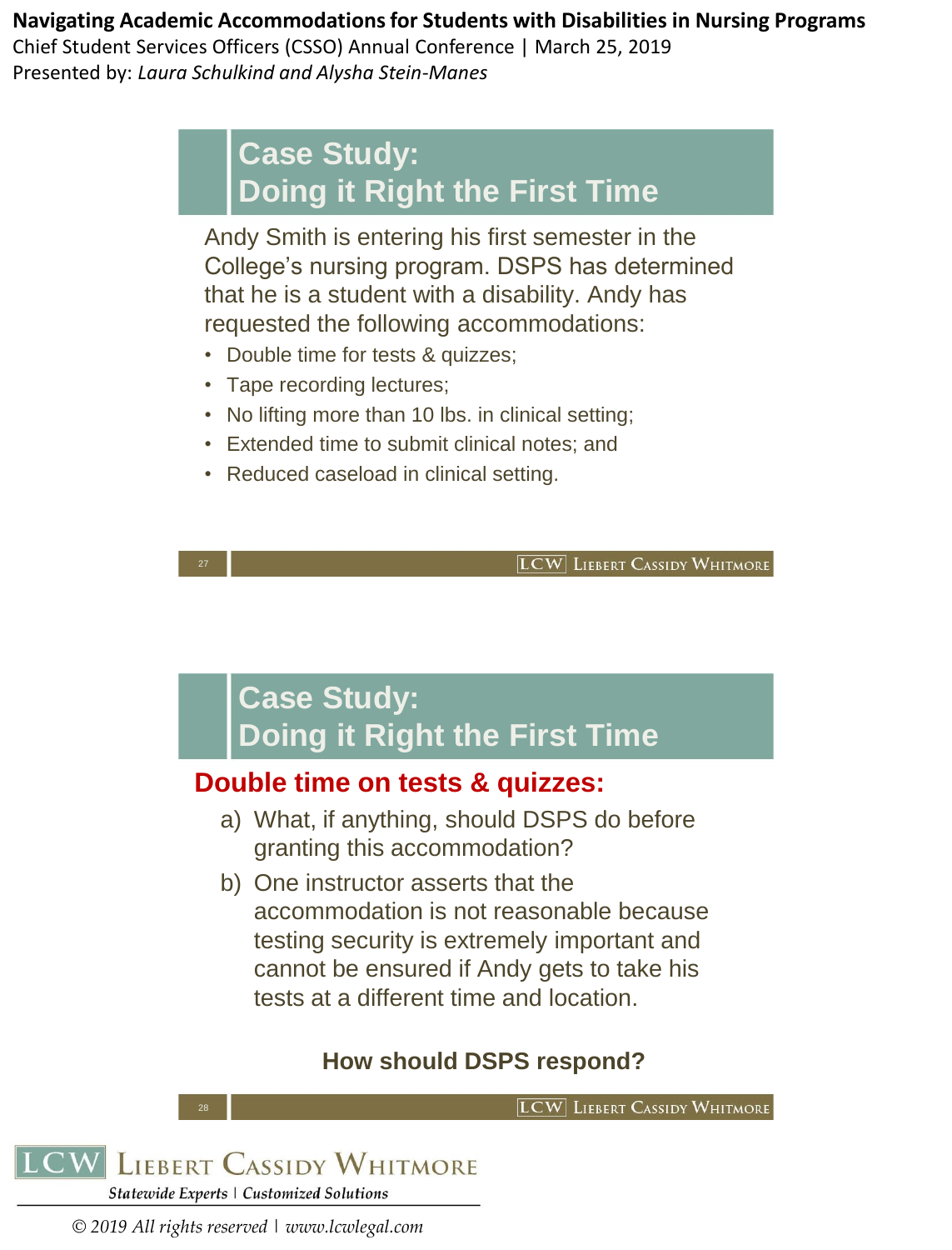## Case Study: Doing it Right the First Time

Andy Smith is entering his first semester in the College's nursing program. DSPS has determined that he is a student with a disability. Andy has requested the following accommodations:

- Double time for tests & quizzes;
- Tape recording lectures;
- No lifting more than 10 lbs. in clinical setting;
- Extended time to submit clinical notes; and
- Reduced caseload in clinical setting.

## Case Study: Doing it Right the First Time

**Double time on tests & quizzes:**

a) What, if anything, should DSPS do before granting this accommodation?

b) One instructor asserts that the accommodation is not reasonable because testing security is extremely important and cannot be ensured if Andy gets to take his tests at a different time and location.

**How should DSPS respond?**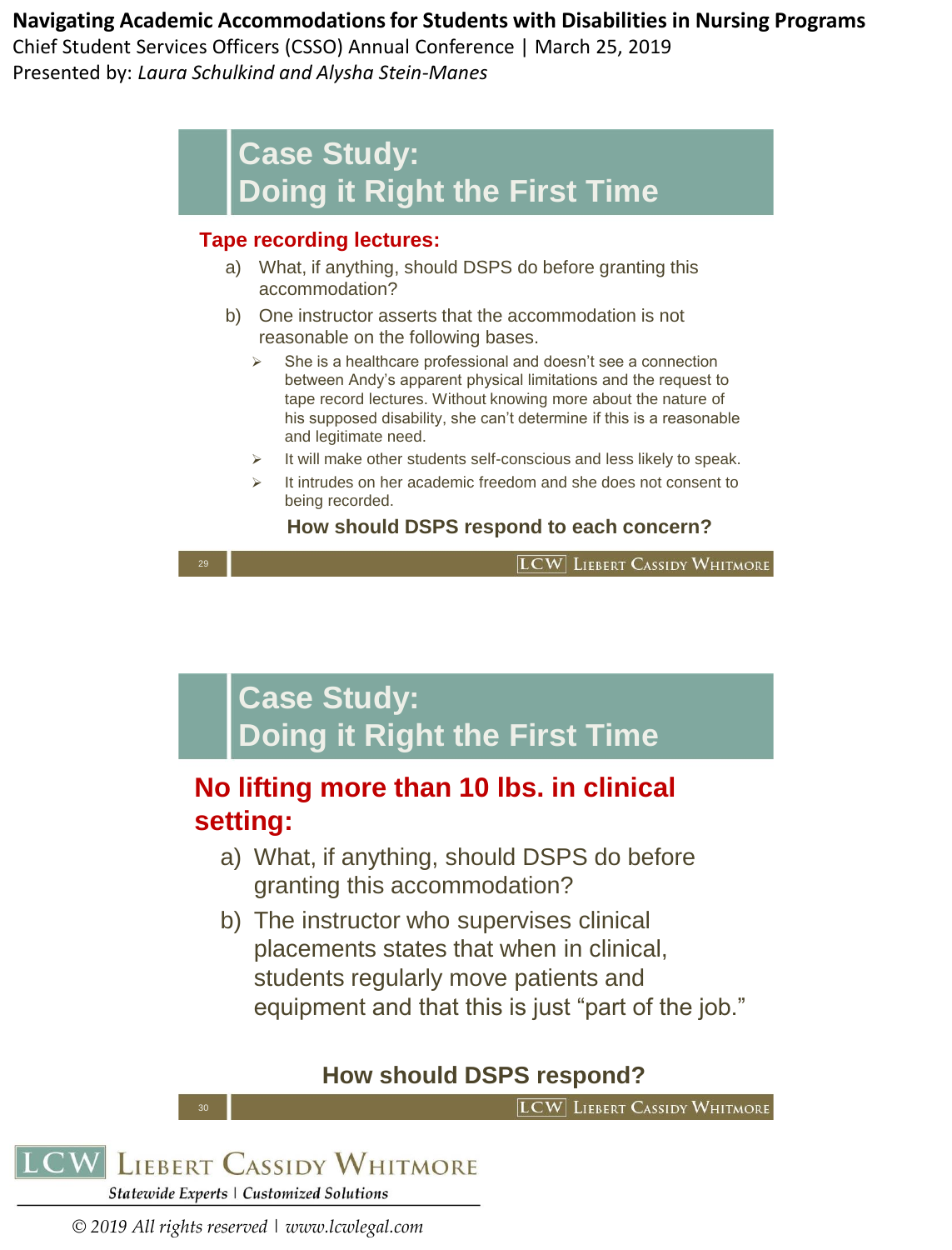## Case Study: Doing it Right the First Time

**Tape recording lectures:**

a) What, if anything, should DSPS do before granting this accommodation?

b) One instructor asserts that the accommodation is not reasonable on the following bases.

- She is a healthcare professional and doesn't see a connection between Andy's apparent physical limitations and the request to tape record lectures. Without knowing more about the nature of his supposed disability, she can't determine if this is a reasonable and legitimate need.
- It will make other students self-conscious and less likely to speak.
- It intrudes on her academic freedom and she does not consent to being recorded.

**How should DSPS respond to each concern?**

## Case Study: Doing it Right the First Time

**No lifting more than 10 lbs. in clinical setting:**

a) What, if anything, should DSPS do before granting this accommodation?

b) The instructor who supervises clinical placements states that when in clinical, students regularly move patients and equipment and that this is just "part of the job."

**How should DSPS respond?**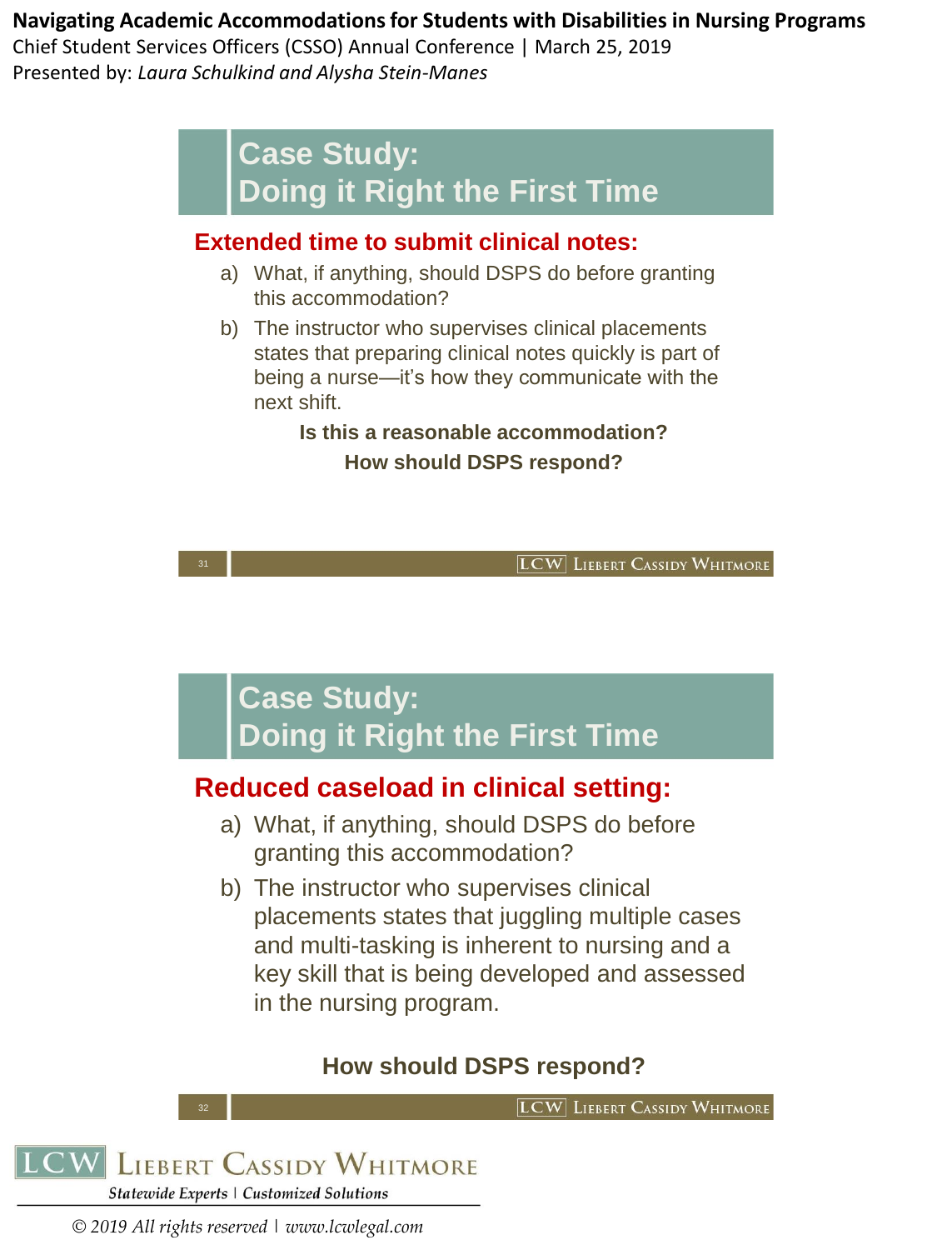## Case Study: Doing it Right the First Time

**Extended time to submit clinical notes:**

a) What, if anything, should DSPS do before granting this accommodation?

b) The instructor who supervises clinical placements states that preparing clinical notes quickly is part of being a nurse—it's how they communicate with the next shift.

**Is this a reasonable accommodation?**

**How should DSPS respond?**

## Case Study: Doing it Right the First Time

**Reduced caseload in clinical setting:**

a) What, if anything, should DSPS do before granting this accommodation?

b) The instructor who supervises clinical placements states that juggling multiple cases and multi-tasking is inherent to nursing and a key skill that is being developed and assessed in the nursing program.

**How should DSPS respond?**

LCW Liebert Cassidy Whitmore

*Statewide Experts | Customized Solutions*

*© 2019 All rights reserved | www.lcwlegal.com*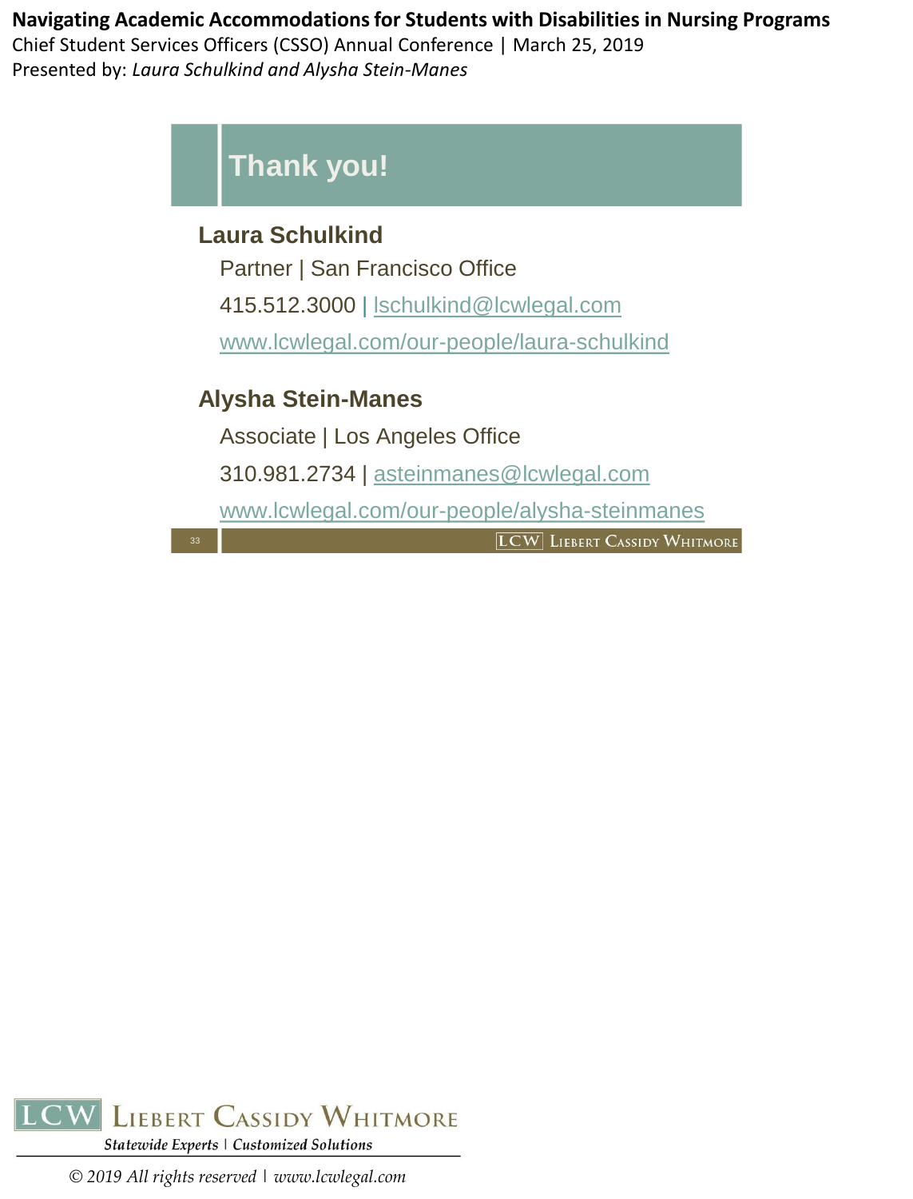# Thank you!

**Laura Schulkind**

Partner | San Francisco Office

415.512.3000 | lschulkind@lcwlegal.com

www.lcwlegal.com/our-people/laura-schulkind

**Alysha Stein-Manes**

Associate | Los Angeles Office

310.981.2734 | asteinmanes@lcwlegal.com

www.lcwlegal.com/our-people/alysha-steinmanes